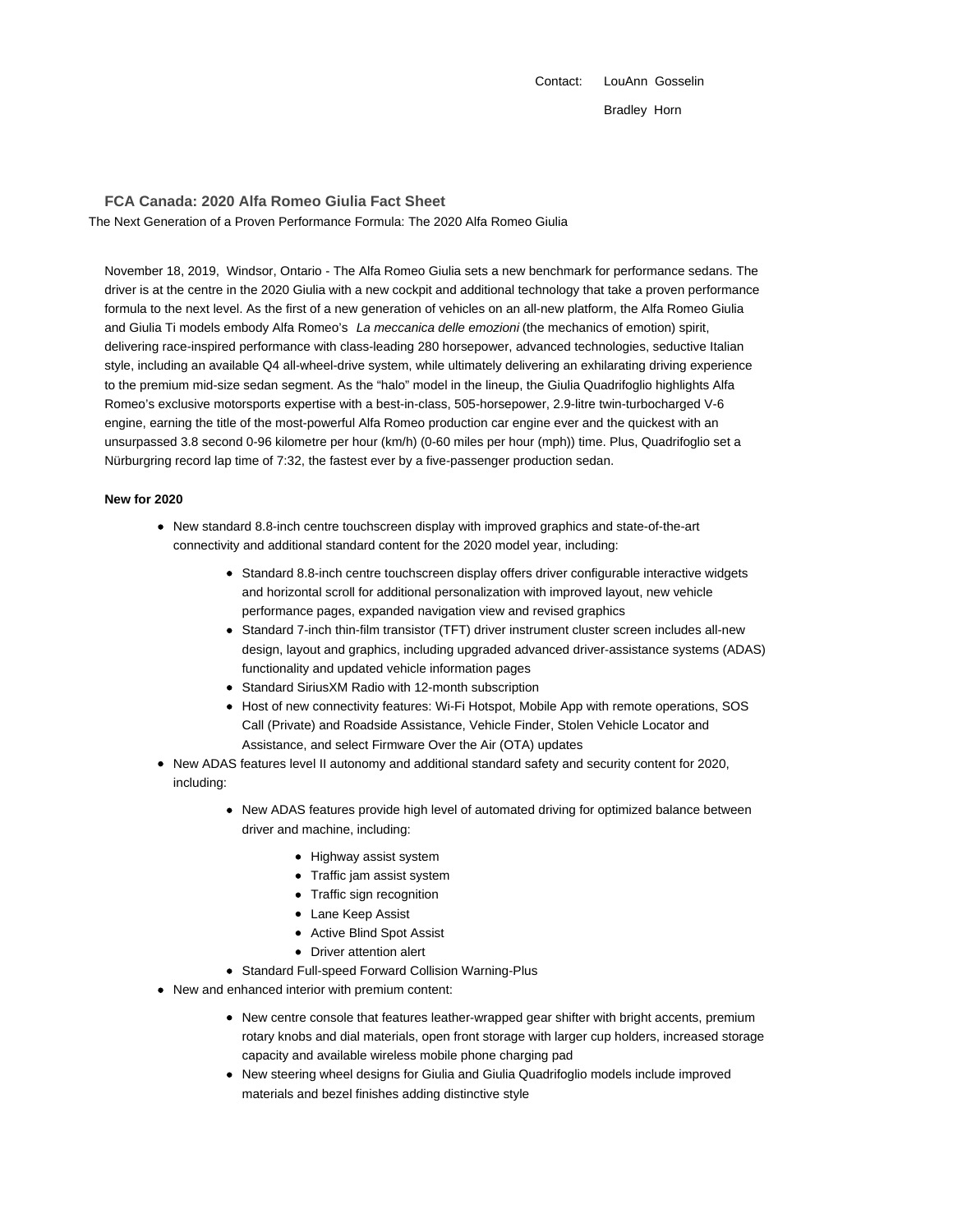Contact: LouAnn Gosselin

Bradley Horn

## FCA Canada: 2020 Alfa Romeo Giulia Fact Sheet

The Next Generation of a Proven Performance Formula: The 2020 Alfa Romeo Giulia

November 18, 2019, Windsor, Ontario - The Alfa Romeo Giulia sets a new benchmark for performance sedans. The driver is at the centre in the 2020 Giulia with a new cockpit and additional technology that take a proven performance formula to the next level. As the first of a new generation of vehicles on an all-new platform, the Alfa Romeo Giulia and Giulia Ti models embody Alfa Romeo's *La meccanica delle emozioni* (the mechanics of emotion) spirit, delivering race-inspired performance with class-leading 280 horsepower, advanced technologies, seductive Italian style, including an available Q4 all-wheel-drive system, while ultimately delivering an exhilarating driving experience to the premium mid-size sedan segment. As the "halo" model in the lineup, the Giulia Quadrifoglio highlights Alfa Romeo's exclusive motorsports expertise with a best-in-class, 505-horsepower, 2.9-litre twin-turbocharged V-6 engine, earning the title of the most-powerful Alfa Romeo production car engine ever and the quickest with an unsurpassed 3.8 second 0-96 kilometre per hour (km/h) (0-60 miles per hour (mph)) time. Plus, Quadrifoglio set a Nürburgring record lap time of 7:32, the fastest ever by a five-passenger production sedan.

**New for 2020**

- New standard 8.8-inch centre touchscreen display with improved graphics and state-of-the-art connectivity and additional standard content for the 2020 model year, including:
  - Standard 8.8-inch centre touchscreen display offers driver configurable interactive widgets and horizontal scroll for additional personalization with improved layout, new vehicle performance pages, expanded navigation view and revised graphics
  - Standard 7-inch thin-film transistor (TFT) driver instrument cluster screen includes all-new design, layout and graphics, including upgraded advanced driver-assistance systems (ADAS) functionality and updated vehicle information pages
  - Standard SiriusXM Radio with 12-month subscription
  - Host of new connectivity features: Wi-Fi Hotspot, Mobile App with remote operations, SOS Call (Private) and Roadside Assistance, Vehicle Finder, Stolen Vehicle Locator and Assistance, and select Firmware Over the Air (OTA) updates
- New ADAS features level II autonomy and additional standard safety and security content for 2020, including:
  - New ADAS features provide high level of automated driving for optimized balance between driver and machine, including:
    - Highway assist system
    - Traffic jam assist system
    - Traffic sign recognition
    - Lane Keep Assist
    - Active Blind Spot Assist
    - Driver attention alert
  - Standard Full-speed Forward Collision Warning-Plus
- New and enhanced interior with premium content:
  - New centre console that features leather-wrapped gear shifter with bright accents, premium rotary knobs and dial materials, open front storage with larger cup holders, increased storage capacity and available wireless mobile phone charging pad
  - New steering wheel designs for Giulia and Giulia Quadrifoglio models include improved materials and bezel finishes adding distinctive style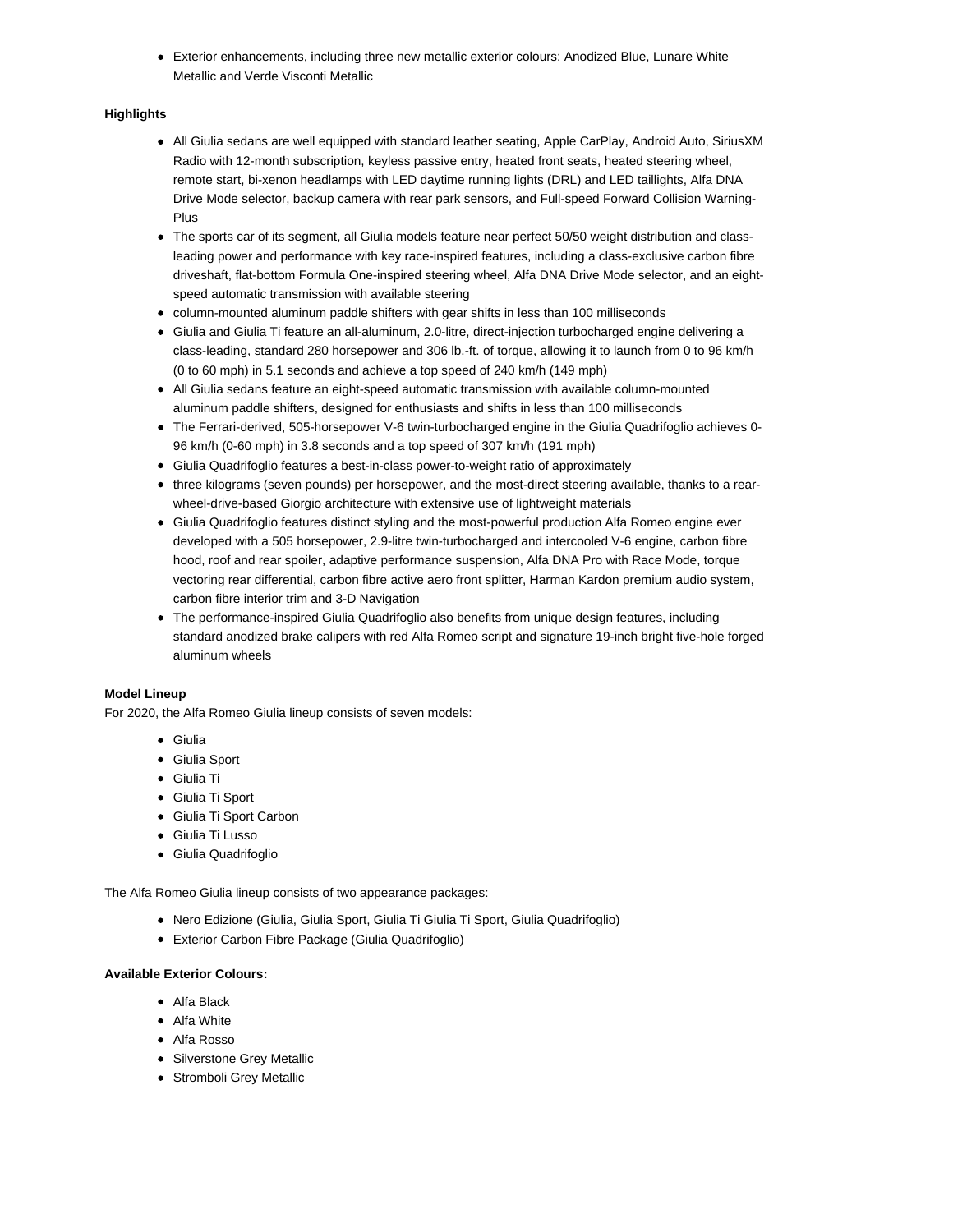- Exterior enhancements, including three new metallic exterior colours: Anodized Blue, Lunare White Metallic and Verde Visconti Metallic

**Highlights**

- All Giulia sedans are well equipped with standard leather seating, Apple CarPlay, Android Auto, SiriusXM Radio with 12-month subscription, keyless passive entry, heated front seats, heated steering wheel, remote start, bi-xenon headlamps with LED daytime running lights (DRL) and LED taillights, Alfa DNA Drive Mode selector, backup camera with rear park sensors, and Full-speed Forward Collision Warning-Plus
- The sports car of its segment, all Giulia models feature near perfect 50/50 weight distribution and class-leading power and performance with key race-inspired features, including a class-exclusive carbon fibre driveshaft, flat-bottom Formula One-inspired steering wheel, Alfa DNA Drive Mode selector, and an eight-speed automatic transmission with available steering
- column-mounted aluminum paddle shifters with gear shifts in less than 100 milliseconds
- Giulia and Giulia Ti feature an all-aluminum, 2.0-litre, direct-injection turbocharged engine delivering a class-leading, standard 280 horsepower and 306 lb.-ft. of torque, allowing it to launch from 0 to 96 km/h (0 to 60 mph) in 5.1 seconds and achieve a top speed of 240 km/h (149 mph)
- All Giulia sedans feature an eight-speed automatic transmission with available column-mounted aluminum paddle shifters, designed for enthusiasts and shifts in less than 100 milliseconds
- The Ferrari-derived, 505-horsepower V-6 twin-turbocharged engine in the Giulia Quadrifoglio achieves 0-96 km/h (0-60 mph) in 3.8 seconds and a top speed of 307 km/h (191 mph)
- Giulia Quadrifoglio features a best-in-class power-to-weight ratio of approximately
- three kilograms (seven pounds) per horsepower, and the most-direct steering available, thanks to a rear-wheel-drive-based Giorgio architecture with extensive use of lightweight materials
- Giulia Quadrifoglio features distinct styling and the most-powerful production Alfa Romeo engine ever developed with a 505 horsepower, 2.9-litre twin-turbocharged and intercooled V-6 engine, carbon fibre hood, roof and rear spoiler, adaptive performance suspension, Alfa DNA Pro with Race Mode, torque vectoring rear differential, carbon fibre active aero front splitter, Harman Kardon premium audio system, carbon fibre interior trim and 3-D Navigation
- The performance-inspired Giulia Quadrifoglio also benefits from unique design features, including standard anodized brake calipers with red Alfa Romeo script and signature 19-inch bright five-hole forged aluminum wheels

**Model Lineup**

For 2020, the Alfa Romeo Giulia lineup consists of seven models:

- Giulia
- Giulia Sport
- Giulia Ti
- Giulia Ti Sport
- Giulia Ti Sport Carbon
- Giulia Ti Lusso
- Giulia Quadrifoglio

The Alfa Romeo Giulia lineup consists of two appearance packages:

- Nero Edizione (Giulia, Giulia Sport, Giulia Ti Giulia Ti Sport, Giulia Quadrifoglio)
- Exterior Carbon Fibre Package (Giulia Quadrifoglio)

**Available Exterior Colours:**

- Alfa Black
- Alfa White
- Alfa Rosso
- Silverstone Grey Metallic
- Stromboli Grey Metallic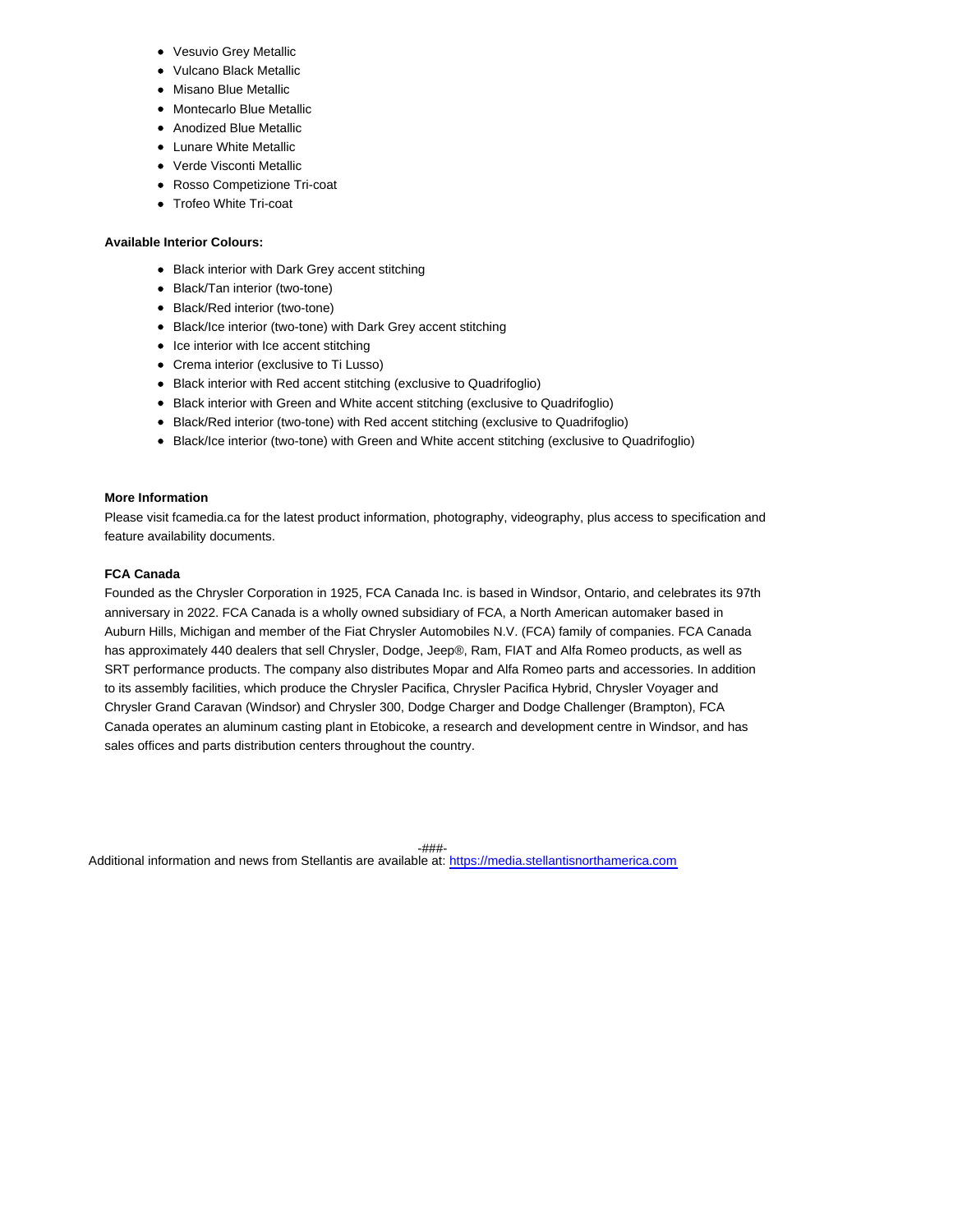- Vesuvio Grey Metallic
- Vulcano Black Metallic
- Misano Blue Metallic
- Montecarlo Blue Metallic
- Anodized Blue Metallic
- Lunare White Metallic
- Verde Visconti Metallic
- Rosso Competizione Tri-coat
- Trofeo White Tri-coat

**Available Interior Colours:**

- Black interior with Dark Grey accent stitching
- Black/Tan interior (two-tone)
- Black/Red interior (two-tone)
- Black/Ice interior (two-tone) with Dark Grey accent stitching
- Ice interior with Ice accent stitching
- Crema interior (exclusive to Ti Lusso)
- Black interior with Red accent stitching (exclusive to Quadrifoglio)
- Black interior with Green and White accent stitching (exclusive to Quadrifoglio)
- Black/Red interior (two-tone) with Red accent stitching (exclusive to Quadrifoglio)
- Black/Ice interior (two-tone) with Green and White accent stitching (exclusive to Quadrifoglio)

**More Information**

Please visit fcamedia.ca for the latest product information, photography, videography, plus access to specification and feature availability documents.

**FCA Canada**

Founded as the Chrysler Corporation in 1925, FCA Canada Inc. is based in Windsor, Ontario, and celebrates its 97th anniversary in 2022. FCA Canada is a wholly owned subsidiary of FCA, a North American automaker based in Auburn Hills, Michigan and member of the Fiat Chrysler Automobiles N.V. (FCA) family of companies. FCA Canada has approximately 440 dealers that sell Chrysler, Dodge, Jeep®, Ram, FIAT and Alfa Romeo products, as well as SRT performance products. The company also distributes Mopar and Alfa Romeo parts and accessories. In addition to its assembly facilities, which produce the Chrysler Pacifica, Chrysler Pacifica Hybrid, Chrysler Voyager and Chrysler Grand Caravan (Windsor) and Chrysler 300, Dodge Charger and Dodge Challenger (Brampton), FCA Canada operates an aluminum casting plant in Etobicoke, a research and development centre in Windsor, and has sales offices and parts distribution centers throughout the country.

-###-

Additional information and news from Stellantis are available at: https://media.stellantisnorthamerica.com